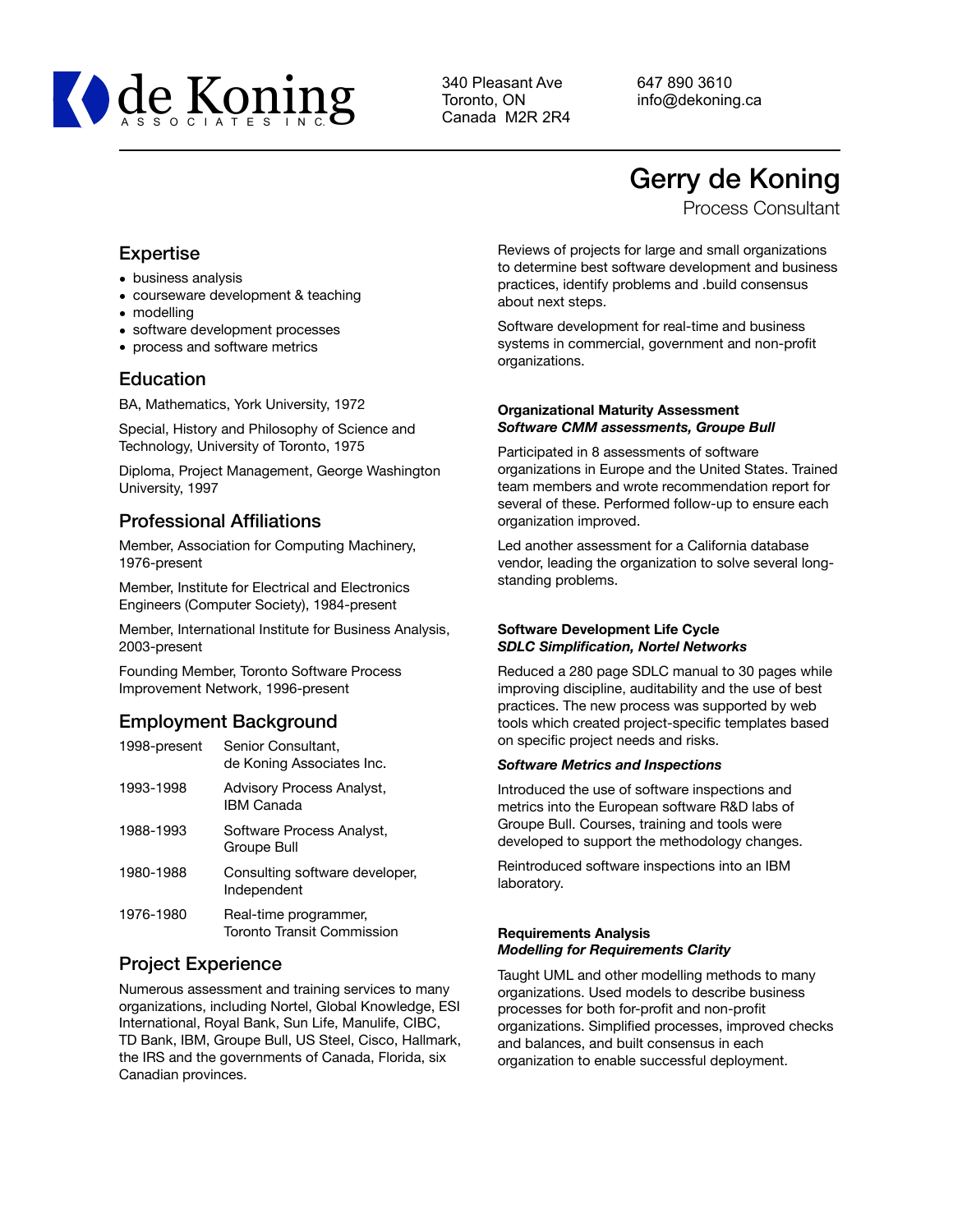**de Koning** ASSOCIATES INC.

340 Pleasant Ave
Toronto, ON
Canada M2R 2R4

647 890 3610
info@dekoning.ca

# Gerry de Koning

Process Consultant

## Expertise

- business analysis
- courseware development & teaching
- modelling
- software development processes
- process and software metrics

## Education

BA, Mathematics, York University, 1972

Special, History and Philosophy of Science and Technology, University of Toronto, 1975

Diploma, Project Management, George Washington University, 1997

## Professional Affiliations

Member, Association for Computing Machinery, 1976-present

Member, Institute for Electrical and Electronics Engineers (Computer Society), 1984-present

Member, International Institute for Business Analysis, 2003-present

Founding Member, Toronto Software Process Improvement Network, 1996-present

## Employment Background

| | |
|---|---|
| 1998-present | Senior Consultant, de Koning Associates Inc. |
| 1993-1998 | Advisory Process Analyst, IBM Canada |
| 1988-1993 | Software Process Analyst, Groupe Bull |
| 1980-1988 | Consulting software developer, Independent |
| 1976-1980 | Real-time programmer, Toronto Transit Commission |

## Project Experience

Numerous assessment and training services to many organizations, including Nortel, Global Knowledge, ESI International, Royal Bank, Sun Life, Manulife, CIBC, TD Bank, IBM, Groupe Bull, US Steel, Cisco, Hallmark, the IRS and the governments of Canada, Florida, six Canadian provinces.

Reviews of projects for large and small organizations to determine best software development and business practices, identify problems and .build consensus about next steps.

Software development for real-time and business systems in commercial, government and non-profit organizations.

**Organizational Maturity Assessment**
***Software CMM assessments, Groupe Bull***

Participated in 8 assessments of software organizations in Europe and the United States. Trained team members and wrote recommendation report for several of these. Performed follow-up to ensure each organization improved.

Led another assessment for a California database vendor, leading the organization to solve several long-standing problems.

**Software Development Life Cycle**
***SDLC Simplification, Nortel Networks***

Reduced a 280 page SDLC manual to 30 pages while improving discipline, auditability and the use of best practices. The new process was supported by web tools which created project-specific templates based on specific project needs and risks.

***Software Metrics and Inspections***

Introduced the use of software inspections and metrics into the European software R&D labs of Groupe Bull. Courses, training and tools were developed to support the methodology changes.

Reintroduced software inspections into an IBM laboratory.

**Requirements Analysis**
***Modelling for Requirements Clarity***

Taught UML and other modelling methods to many organizations. Used models to describe business processes for both for-profit and non-profit organizations. Simplified processes, improved checks and balances, and built consensus in each organization to enable successful deployment.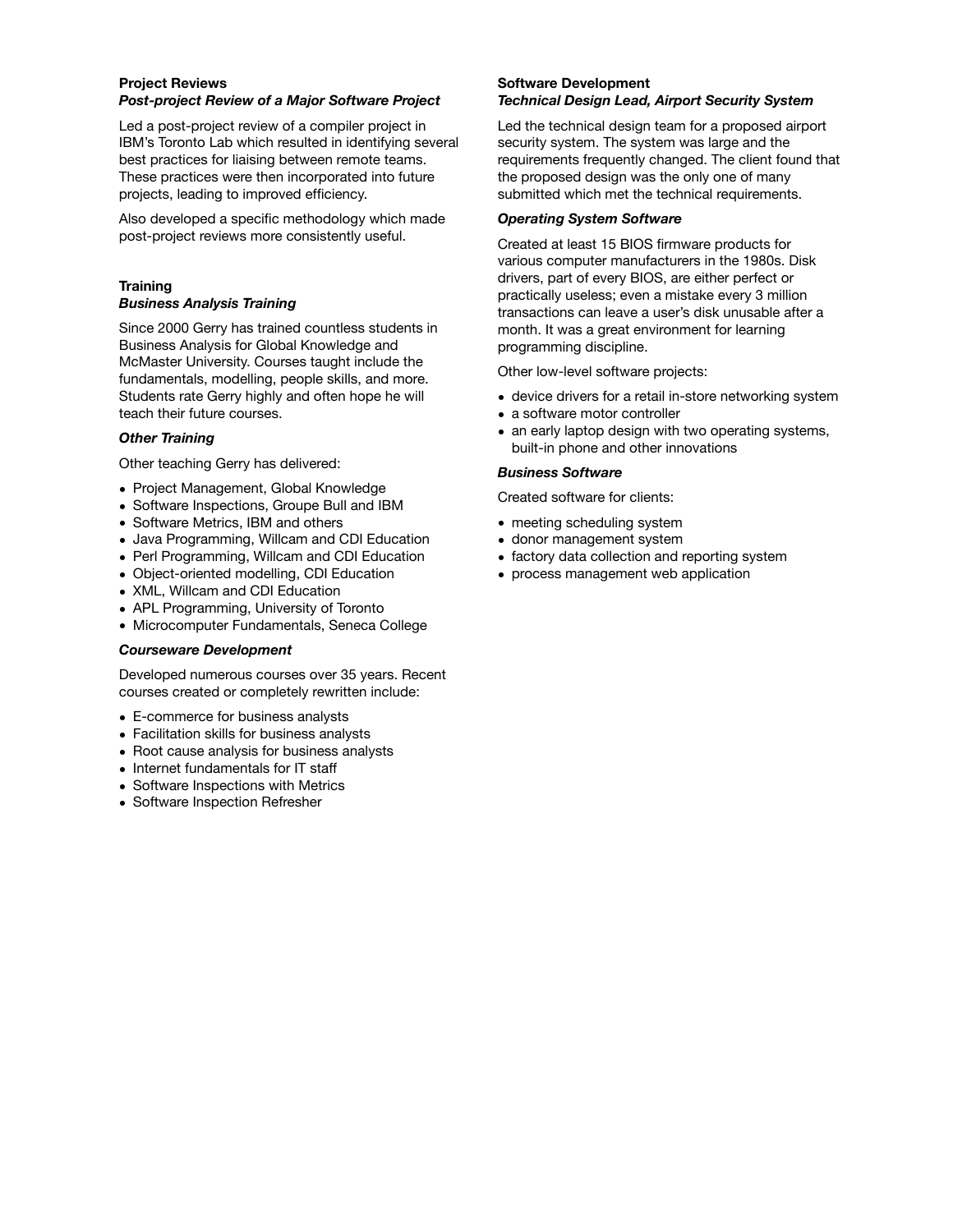## Project Reviews

### *Post-project Review of a Major Software Project*

Led a post-project review of a compiler project in IBM's Toronto Lab which resulted in identifying several best practices for liaising between remote teams. These practices were then incorporated into future projects, leading to improved efficiency.

Also developed a specific methodology which made post-project reviews more consistently useful.

## Training

### *Business Analysis Training*

Since 2000 Gerry has trained countless students in Business Analysis for Global Knowledge and McMaster University. Courses taught include the fundamentals, modelling, people skills, and more. Students rate Gerry highly and often hope he will teach their future courses.

### *Other Training*

Other teaching Gerry has delivered:

- Project Management, Global Knowledge
- Software Inspections, Groupe Bull and IBM
- Software Metrics, IBM and others
- Java Programming, Willcam and CDI Education
- Perl Programming, Willcam and CDI Education
- Object-oriented modelling, CDI Education
- XML, Willcam and CDI Education
- APL Programming, University of Toronto
- Microcomputer Fundamentals, Seneca College

### *Courseware Development*

Developed numerous courses over 35 years. Recent courses created or completely rewritten include:

- E-commerce for business analysts
- Facilitation skills for business analysts
- Root cause analysis for business analysts
- Internet fundamentals for IT staff
- Software Inspections with Metrics
- Software Inspection Refresher

## Software Development

### *Technical Design Lead, Airport Security System*

Led the technical design team for a proposed airport security system. The system was large and the requirements frequently changed. The client found that the proposed design was the only one of many submitted which met the technical requirements.

### *Operating System Software*

Created at least 15 BIOS firmware products for various computer manufacturers in the 1980s. Disk drivers, part of every BIOS, are either perfect or practically useless; even a mistake every 3 million transactions can leave a user's disk unusable after a month. It was a great environment for learning programming discipline.

Other low-level software projects:

- device drivers for a retail in-store networking system
- a software motor controller
- an early laptop design with two operating systems, built-in phone and other innovations

### *Business Software*

Created software for clients:

- meeting scheduling system
- donor management system
- factory data collection and reporting system
- process management web application